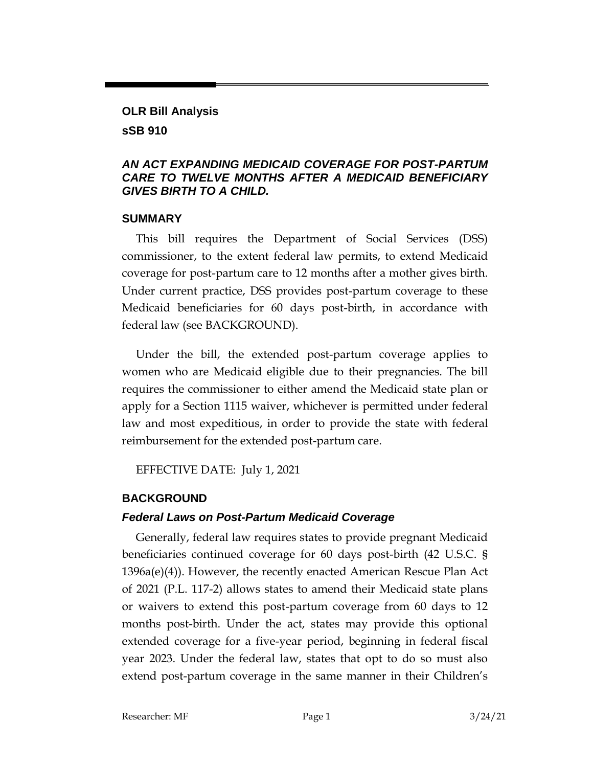**OLR Bill Analysis**

**sSB 910**

***AN ACT EXPANDING MEDICAID COVERAGE FOR POST-PARTUM CARE TO TWELVE MONTHS AFTER A MEDICAID BENEFICIARY GIVES BIRTH TO A CHILD.***

## SUMMARY

This bill requires the Department of Social Services (DSS) commissioner, to the extent federal law permits, to extend Medicaid coverage for post-partum care to 12 months after a mother gives birth. Under current practice, DSS provides post-partum coverage to these Medicaid beneficiaries for 60 days post-birth, in accordance with federal law (see BACKGROUND).

Under the bill, the extended post-partum coverage applies to women who are Medicaid eligible due to their pregnancies. The bill requires the commissioner to either amend the Medicaid state plan or apply for a Section 1115 waiver, whichever is permitted under federal law and most expeditious, in order to provide the state with federal reimbursement for the extended post-partum care.

EFFECTIVE DATE: July 1, 2021

## BACKGROUND

### *Federal Laws on Post-Partum Medicaid Coverage*

Generally, federal law requires states to provide pregnant Medicaid beneficiaries continued coverage for 60 days post-birth (42 U.S.C. § 1396a(e)(4)). However, the recently enacted American Rescue Plan Act of 2021 (P.L. 117-2) allows states to amend their Medicaid state plans or waivers to extend this post-partum coverage from 60 days to 12 months post-birth. Under the act, states may provide this optional extended coverage for a five-year period, beginning in federal fiscal year 2023. Under the federal law, states that opt to do so must also extend post-partum coverage in the same manner in their Children's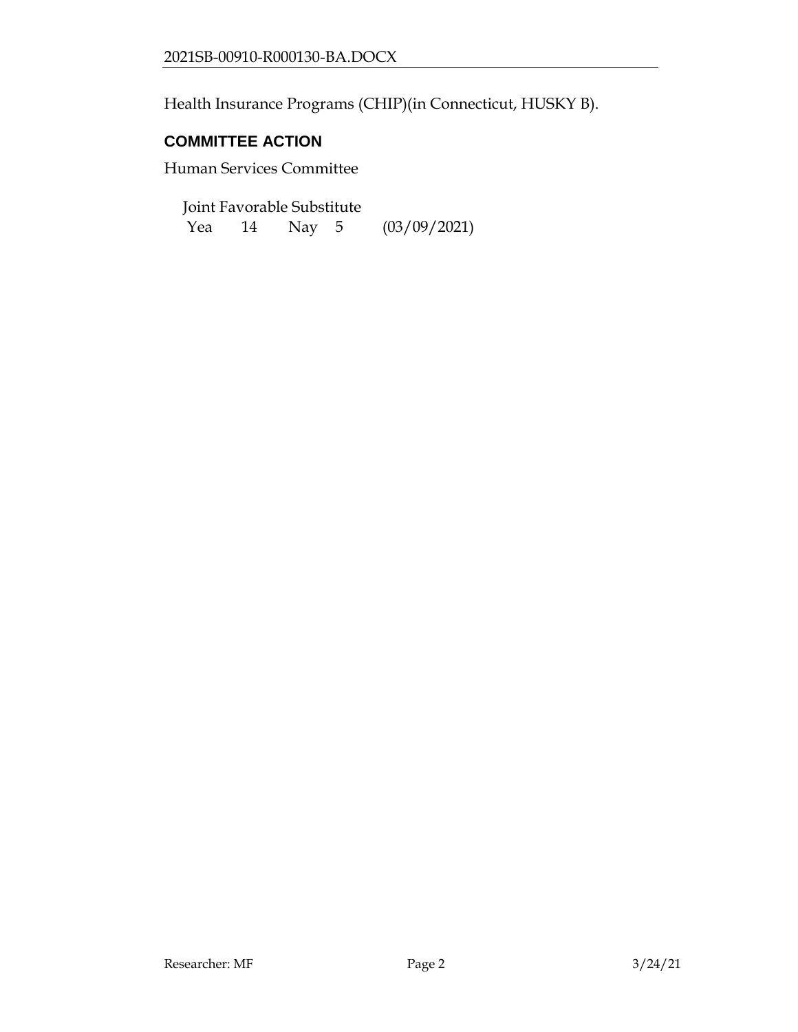Health Insurance Programs (CHIP)(in Connecticut, HUSKY B).

## COMMITTEE ACTION

Human Services Committee

| | | | | |
|---|---|---|---|---|
| Joint Favorable Substitute | | | | |
| Yea | 14 | Nay | 5 | (03/09/2021) |